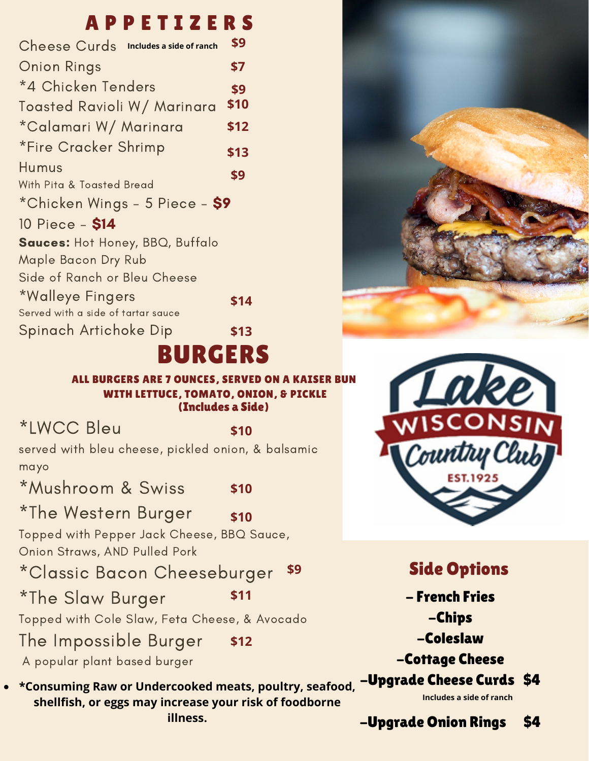# APPETIZERS

Cheese Curds **Includes a side of ranch** **$9**

Onion Rings **$7**

*4 Chicken Tenders **$9**

Toasted Ravioli W/ Marinara **$10**

*Calamari W/ Marinara **$12**

*Fire Cracker Shrimp **$13**

Humus **$9**
With Pita & Toasted Bread

*Chicken Wings - 5 Piece - **$9**
10 Piece - **$14**
**Sauces:** Hot Honey, BBQ, Buffalo
Maple Bacon Dry Rub
Side of Ranch or Bleu Cheese

*Walleye Fingers **$14**
Served with a side of tartar sauce

Spinach Artichoke Dip **$13**

# BURGERS

**ALL BURGERS ARE 7 OUNCES, SERVED ON A KAISER BUN WITH LETTUCE, TOMATO, ONION, & PICKLE (Includes a Side)**

*LWCC Bleu **$10**
served with bleu cheese, pickled onion, & balsamic mayo

*Mushroom & Swiss **$10**

*The Western Burger **$10**
Topped with Pepper Jack Cheese, BBQ Sauce, Onion Straws, AND Pulled Pork

*Classic Bacon Cheeseburger **$9**

*The Slaw Burger **$11**
Topped with Cole Slaw, Feta Cheese, & Avocado

The Impossible Burger **$12**
A popular plant based burger

- **\*Consuming Raw or Undercooked meats, poultry, seafood, shellfish, or eggs may increase your risk of foodborne illness.**

Lake Wisconsin Country Club
EST.1925

## Side Options

**– French Fries**
**–Chips**
**–Coleslaw**
**–Cottage Cheese**
**–Upgrade Cheese Curds $4**
**Includes a side of ranch**
**–Upgrade Onion Rings $4**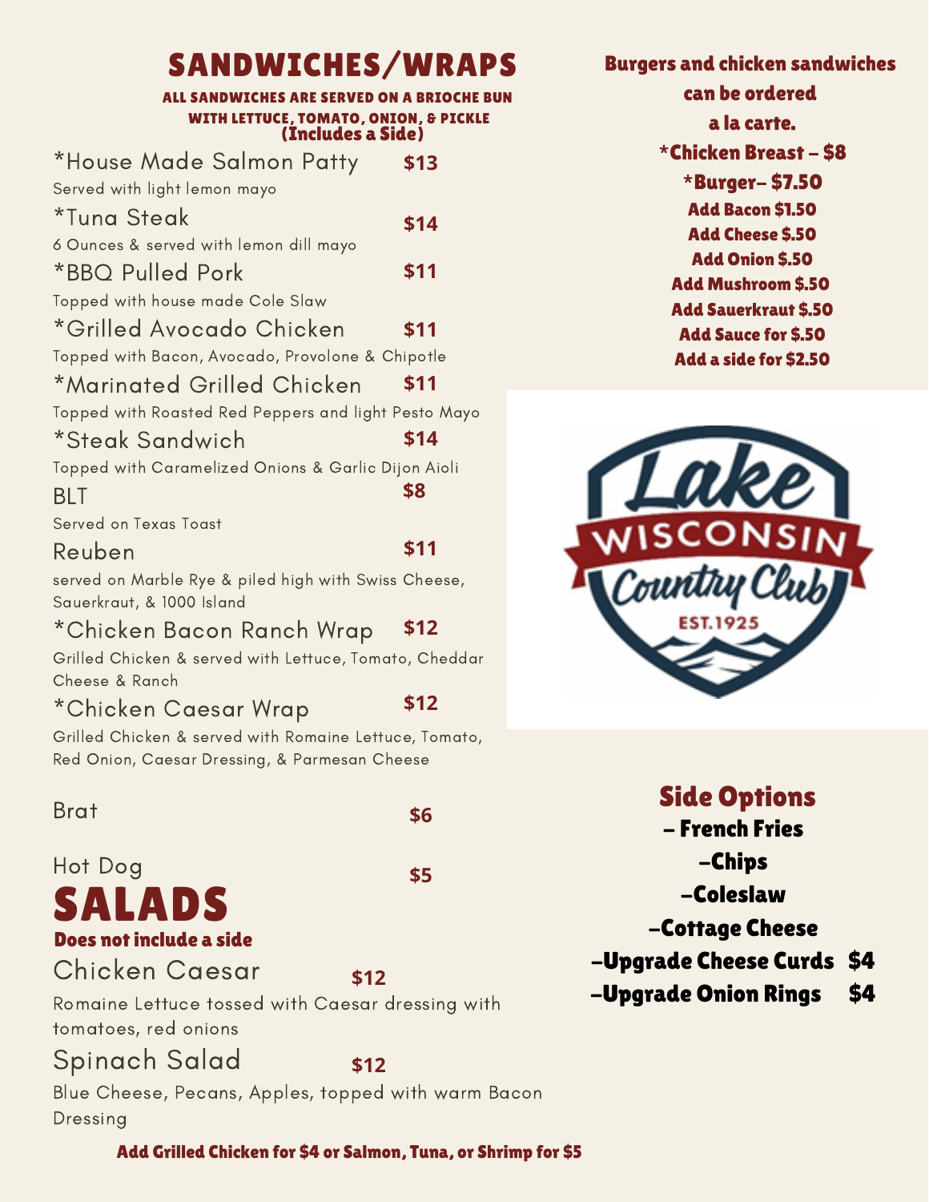# SANDWICHES/WRAPS

**ALL SANDWICHES ARE SERVED ON A BRIOCHE BUN WITH LETTUCE, TOMATO, ONION, & PICKLE**
**(Includes a Side)**

*House Made Salmon Patty **$13**
Served with light lemon mayo

*Tuna Steak **$14**
6 Ounces & served with lemon dill mayo

*BBQ Pulled Pork **$11**
Topped with house made Cole Slaw

*Grilled Avocado Chicken **$11**
Topped with Bacon, Avocado, Provolone & Chipotle

*Marinated Grilled Chicken **$11**
Topped with Roasted Red Peppers and light Pesto Mayo

*Steak Sandwich **$14**
Topped with Caramelized Onions & Garlic Dijon Aioli

BLT **$8**
Served on Texas Toast

Reuben **$11**
served on Marble Rye & piled high with Swiss Cheese, Sauerkraut, & 1000 Island

*Chicken Bacon Ranch Wrap **$12**
Grilled Chicken & served with Lettuce, Tomato, Cheddar Cheese & Ranch

*Chicken Caesar Wrap **$12**
Grilled Chicken & served with Romaine Lettuce, Tomato, Red Onion, Caesar Dressing, & Parmesan Cheese

Brat **$6**

Hot Dog **$5**

# SALADS

**Does not include a side**

Chicken Caesar **$12**
Romaine Lettuce tossed with Caesar dressing with tomatoes, red onions

Spinach Salad **$12**
Blue Cheese, Pecans, Apples, topped with warm Bacon Dressing

**Add Grilled Chicken for $4 or Salmon, Tuna, or Shrimp for $5**

**Burgers and chicken sandwiches can be ordered a la carte.**

**\*Chicken Breast – $8**
**\*Burger– $7.50**

**Add Bacon $1.50**
**Add Cheese $.50**
**Add Onion $.50**
**Add Mushroom $.50**
**Add Sauerkraut $.50**
**Add Sauce for $.50**
**Add a side for $2.50**

Lake WISCONSIN Country Club EST.1925

## Side Options

**– French Fries**
**–Chips**
**–Coleslaw**
**–Cottage Cheese**
**–Upgrade Cheese Curds $4**
**–Upgrade Onion Rings $4**